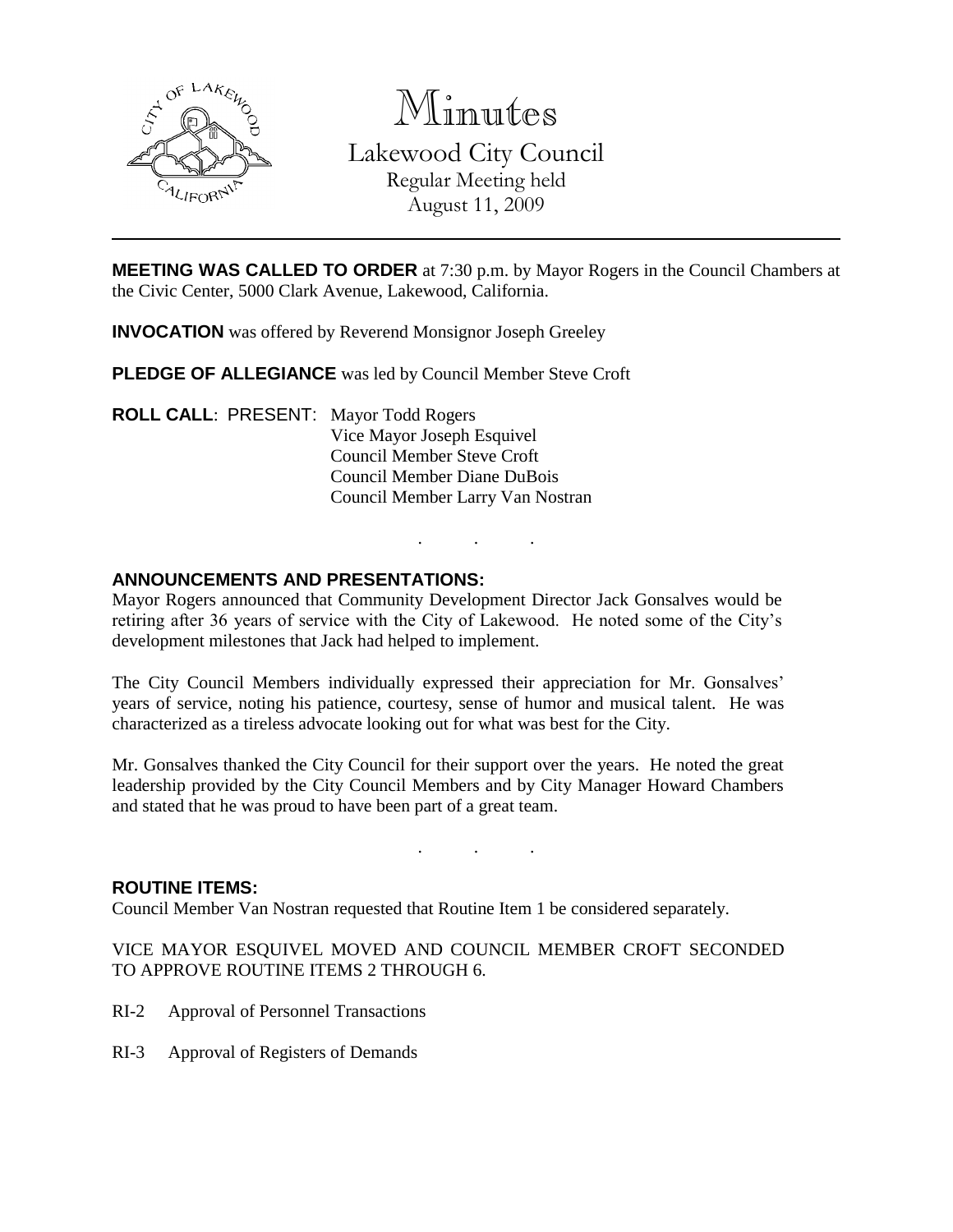# Minutes

## Lakewood City Council

Regular Meeting held
August 11, 2009

---

**MEETING WAS CALLED TO ORDER** at 7:30 p.m. by Mayor Rogers in the Council Chambers at the Civic Center, 5000 Clark Avenue, Lakewood, California.

**INVOCATION** was offered by Reverend Monsignor Joseph Greeley

**PLEDGE OF ALLEGIANCE** was led by Council Member Steve Croft

**ROLL CALL**: PRESENT: Mayor Todd Rogers
Vice Mayor Joseph Esquivel
Council Member Steve Croft
Council Member Diane DuBois
Council Member Larry Van Nostran

. . .

**ANNOUNCEMENTS AND PRESENTATIONS:**

Mayor Rogers announced that Community Development Director Jack Gonsalves would be retiring after 36 years of service with the City of Lakewood. He noted some of the City's development milestones that Jack had helped to implement.

The City Council Members individually expressed their appreciation for Mr. Gonsalves' years of service, noting his patience, courtesy, sense of humor and musical talent. He was characterized as a tireless advocate looking out for what was best for the City.

Mr. Gonsalves thanked the City Council for their support over the years. He noted the great leadership provided by the City Council Members and by City Manager Howard Chambers and stated that he was proud to have been part of a great team.

. . .

**ROUTINE ITEMS:**

Council Member Van Nostran requested that Routine Item 1 be considered separately.

VICE MAYOR ESQUIVEL MOVED AND COUNCIL MEMBER CROFT SECONDED TO APPROVE ROUTINE ITEMS 2 THROUGH 6.

RI-2 Approval of Personnel Transactions

RI-3 Approval of Registers of Demands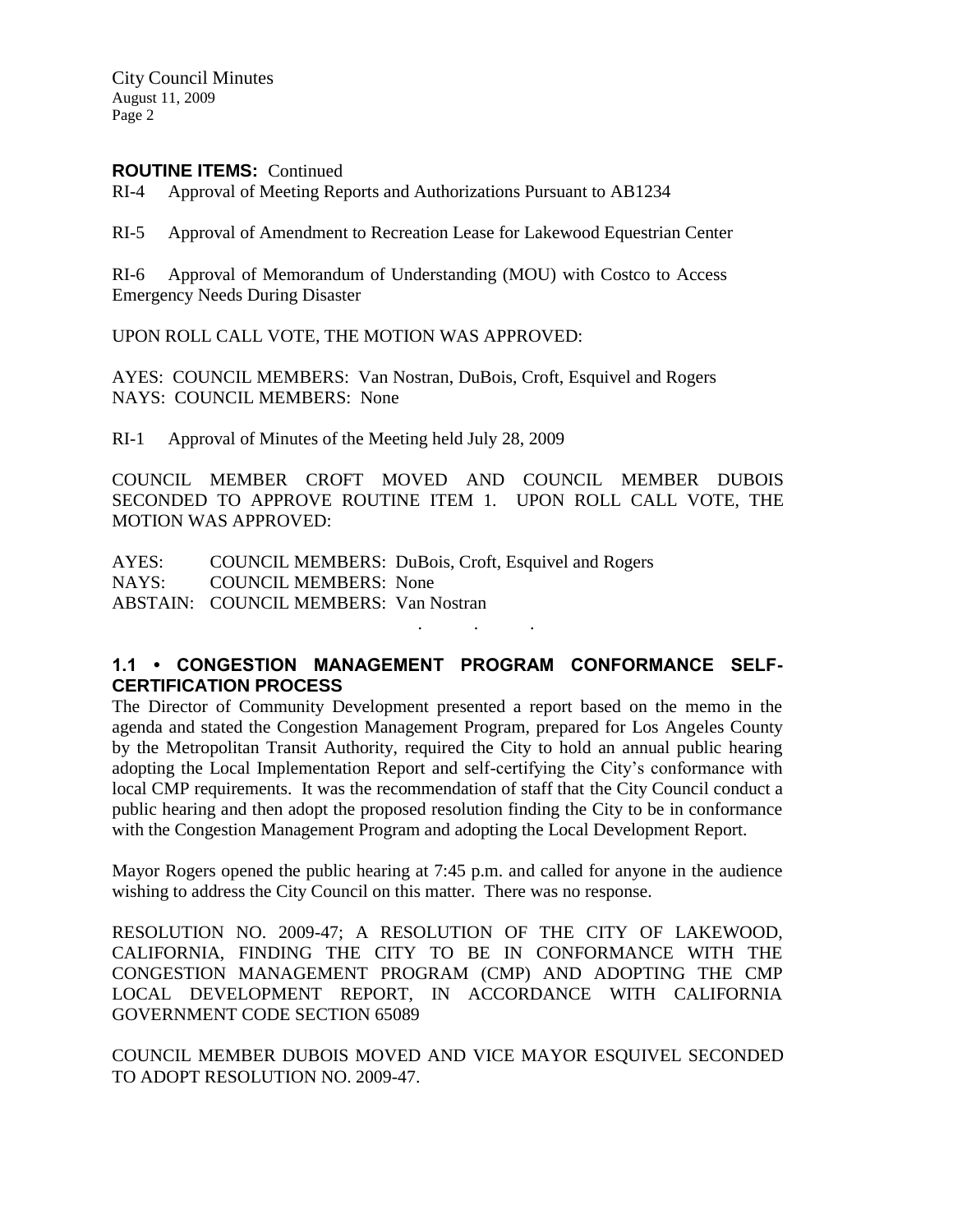**ROUTINE ITEMS:** Continued

RI-4 Approval of Meeting Reports and Authorizations Pursuant to AB1234

RI-5 Approval of Amendment to Recreation Lease for Lakewood Equestrian Center

RI-6 Approval of Memorandum of Understanding (MOU) with Costco to Access Emergency Needs During Disaster

UPON ROLL CALL VOTE, THE MOTION WAS APPROVED:

AYES: COUNCIL MEMBERS: Van Nostran, DuBois, Croft, Esquivel and Rogers
NAYS: COUNCIL MEMBERS: None

RI-1 Approval of Minutes of the Meeting held July 28, 2009

COUNCIL MEMBER CROFT MOVED AND COUNCIL MEMBER DUBOIS SECONDED TO APPROVE ROUTINE ITEM 1. UPON ROLL CALL VOTE, THE MOTION WAS APPROVED:

AYES: COUNCIL MEMBERS: DuBois, Croft, Esquivel and Rogers
NAYS: COUNCIL MEMBERS: None
ABSTAIN: COUNCIL MEMBERS: Van Nostran

. . .

## 1.1 • CONGESTION MANAGEMENT PROGRAM CONFORMANCE SELF-CERTIFICATION PROCESS

The Director of Community Development presented a report based on the memo in the agenda and stated the Congestion Management Program, prepared for Los Angeles County by the Metropolitan Transit Authority, required the City to hold an annual public hearing adopting the Local Implementation Report and self-certifying the City's conformance with local CMP requirements. It was the recommendation of staff that the City Council conduct a public hearing and then adopt the proposed resolution finding the City to be in conformance with the Congestion Management Program and adopting the Local Development Report.

Mayor Rogers opened the public hearing at 7:45 p.m. and called for anyone in the audience wishing to address the City Council on this matter. There was no response.

RESOLUTION NO. 2009-47; A RESOLUTION OF THE CITY OF LAKEWOOD, CALIFORNIA, FINDING THE CITY TO BE IN CONFORMANCE WITH THE CONGESTION MANAGEMENT PROGRAM (CMP) AND ADOPTING THE CMP LOCAL DEVELOPMENT REPORT, IN ACCORDANCE WITH CALIFORNIA GOVERNMENT CODE SECTION 65089

COUNCIL MEMBER DUBOIS MOVED AND VICE MAYOR ESQUIVEL SECONDED TO ADOPT RESOLUTION NO. 2009-47.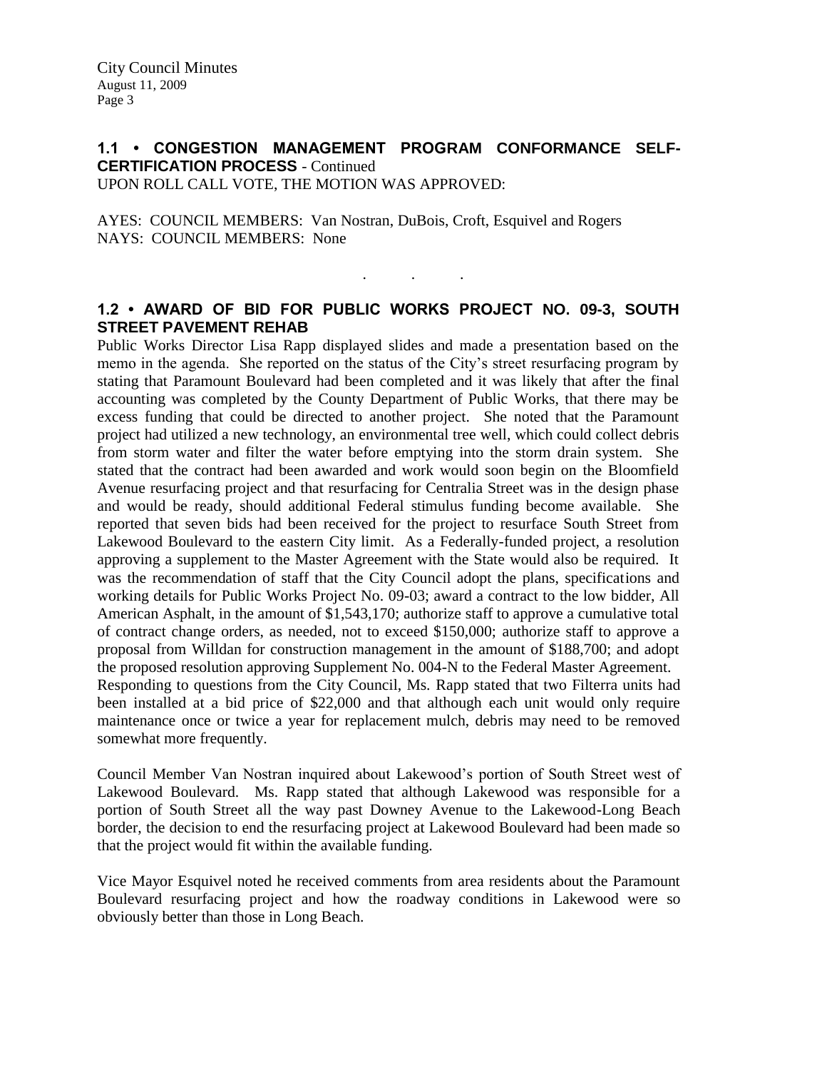## 1.1 • CONGESTION MANAGEMENT PROGRAM CONFORMANCE SELF-CERTIFICATION PROCESS - Continued

UPON ROLL CALL VOTE, THE MOTION WAS APPROVED:

AYES: COUNCIL MEMBERS: Van Nostran, DuBois, Croft, Esquivel and Rogers
NAYS: COUNCIL MEMBERS: None

. . .

## 1.2 • AWARD OF BID FOR PUBLIC WORKS PROJECT NO. 09-3, SOUTH STREET PAVEMENT REHAB

Public Works Director Lisa Rapp displayed slides and made a presentation based on the memo in the agenda. She reported on the status of the City's street resurfacing program by stating that Paramount Boulevard had been completed and it was likely that after the final accounting was completed by the County Department of Public Works, that there may be excess funding that could be directed to another project. She noted that the Paramount project had utilized a new technology, an environmental tree well, which could collect debris from storm water and filter the water before emptying into the storm drain system. She stated that the contract had been awarded and work would soon begin on the Bloomfield Avenue resurfacing project and that resurfacing for Centralia Street was in the design phase and would be ready, should additional Federal stimulus funding become available. She reported that seven bids had been received for the project to resurface South Street from Lakewood Boulevard to the eastern City limit. As a Federally-funded project, a resolution approving a supplement to the Master Agreement with the State would also be required. It was the recommendation of staff that the City Council adopt the plans, specifications and working details for Public Works Project No. 09-03; award a contract to the low bidder, All American Asphalt, in the amount of $1,543,170; authorize staff to approve a cumulative total of contract change orders, as needed, not to exceed $150,000; authorize staff to approve a proposal from Willdan for construction management in the amount of $188,700; and adopt the proposed resolution approving Supplement No. 004-N to the Federal Master Agreement.

Responding to questions from the City Council, Ms. Rapp stated that two Filterra units had been installed at a bid price of $22,000 and that although each unit would only require maintenance once or twice a year for replacement mulch, debris may need to be removed somewhat more frequently.

Council Member Van Nostran inquired about Lakewood's portion of South Street west of Lakewood Boulevard. Ms. Rapp stated that although Lakewood was responsible for a portion of South Street all the way past Downey Avenue to the Lakewood-Long Beach border, the decision to end the resurfacing project at Lakewood Boulevard had been made so that the project would fit within the available funding.

Vice Mayor Esquivel noted he received comments from area residents about the Paramount Boulevard resurfacing project and how the roadway conditions in Lakewood were so obviously better than those in Long Beach.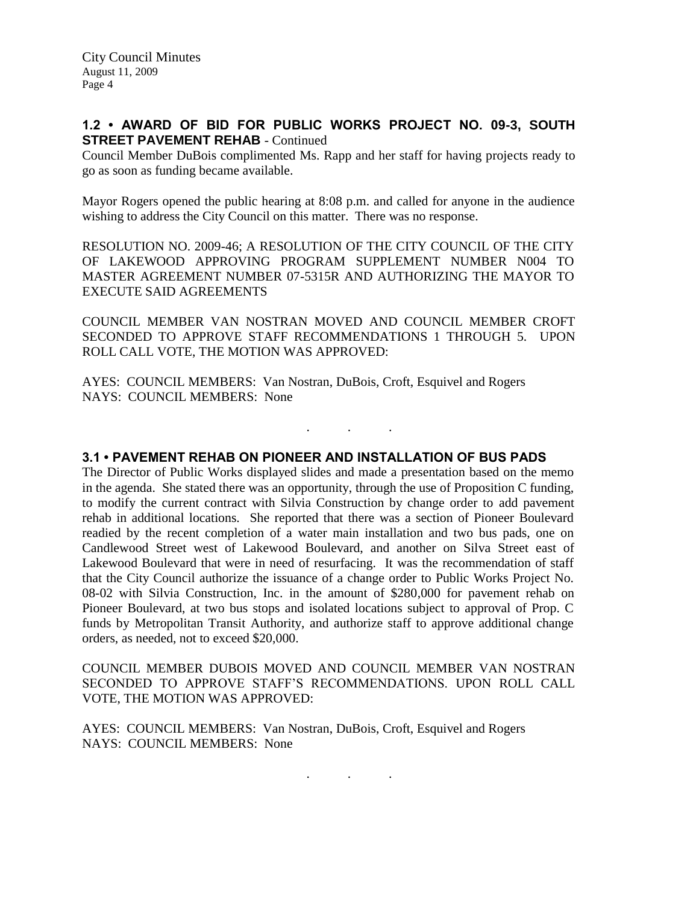## 1.2 • AWARD OF BID FOR PUBLIC WORKS PROJECT NO. 09-3, SOUTH STREET PAVEMENT REHAB - Continued

Council Member DuBois complimented Ms. Rapp and her staff for having projects ready to go as soon as funding became available.

Mayor Rogers opened the public hearing at 8:08 p.m. and called for anyone in the audience wishing to address the City Council on this matter. There was no response.

RESOLUTION NO. 2009-46; A RESOLUTION OF THE CITY COUNCIL OF THE CITY OF LAKEWOOD APPROVING PROGRAM SUPPLEMENT NUMBER N004 TO MASTER AGREEMENT NUMBER 07-5315R AND AUTHORIZING THE MAYOR TO EXECUTE SAID AGREEMENTS

COUNCIL MEMBER VAN NOSTRAN MOVED AND COUNCIL MEMBER CROFT SECONDED TO APPROVE STAFF RECOMMENDATIONS 1 THROUGH 5. UPON ROLL CALL VOTE, THE MOTION WAS APPROVED:

AYES: COUNCIL MEMBERS: Van Nostran, DuBois, Croft, Esquivel and Rogers
NAYS: COUNCIL MEMBERS: None

. . .

## 3.1 • PAVEMENT REHAB ON PIONEER AND INSTALLATION OF BUS PADS

The Director of Public Works displayed slides and made a presentation based on the memo in the agenda. She stated there was an opportunity, through the use of Proposition C funding, to modify the current contract with Silvia Construction by change order to add pavement rehab in additional locations. She reported that there was a section of Pioneer Boulevard readied by the recent completion of a water main installation and two bus pads, one on Candlewood Street west of Lakewood Boulevard, and another on Silva Street east of Lakewood Boulevard that were in need of resurfacing. It was the recommendation of staff that the City Council authorize the issuance of a change order to Public Works Project No. 08-02 with Silvia Construction, Inc. in the amount of $280,000 for pavement rehab on Pioneer Boulevard, at two bus stops and isolated locations subject to approval of Prop. C funds by Metropolitan Transit Authority, and authorize staff to approve additional change orders, as needed, not to exceed $20,000.

COUNCIL MEMBER DUBOIS MOVED AND COUNCIL MEMBER VAN NOSTRAN SECONDED TO APPROVE STAFF'S RECOMMENDATIONS. UPON ROLL CALL VOTE, THE MOTION WAS APPROVED:

AYES: COUNCIL MEMBERS: Van Nostran, DuBois, Croft, Esquivel and Rogers
NAYS: COUNCIL MEMBERS: None

. . .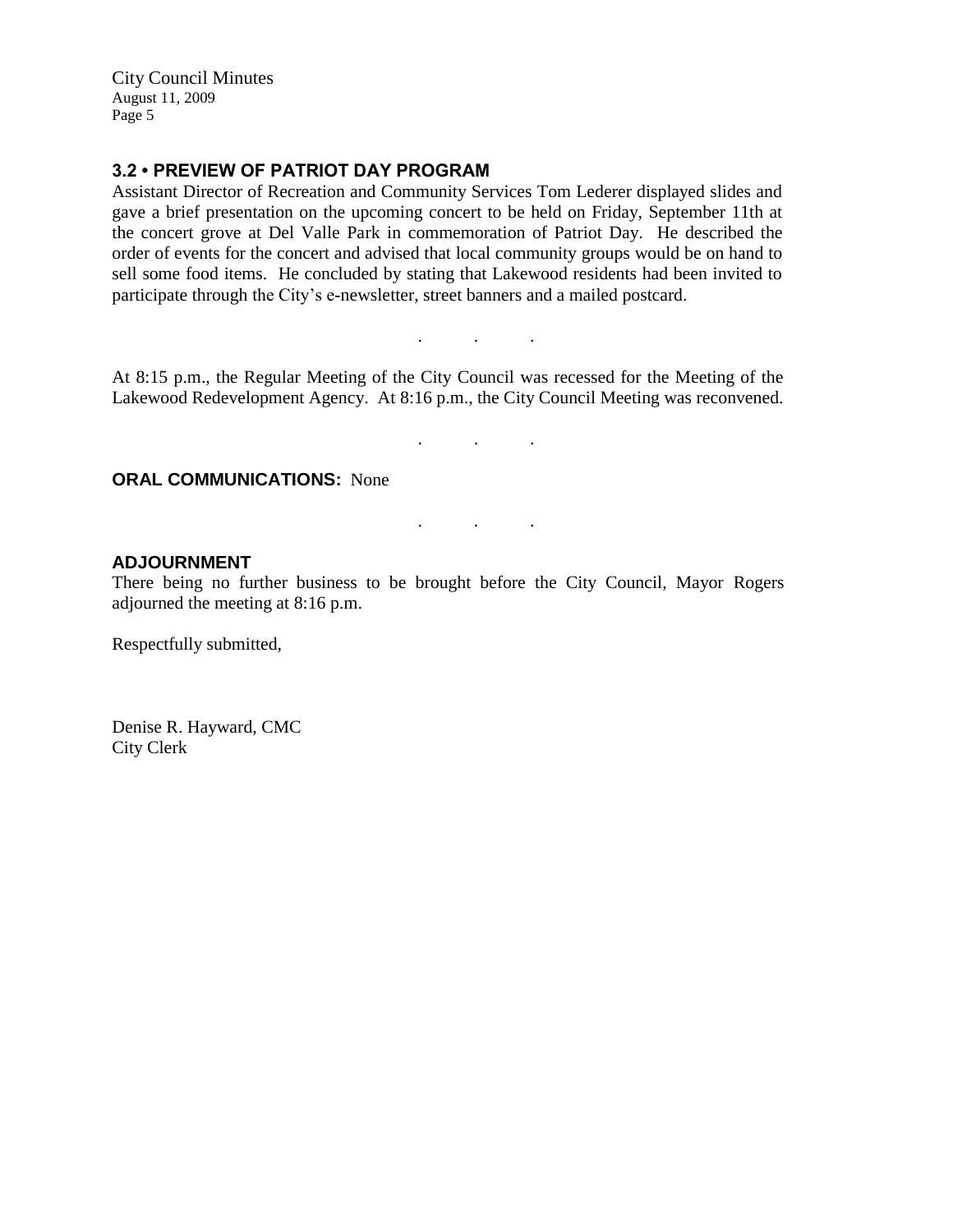### 3.2 • PREVIEW OF PATRIOT DAY PROGRAM

Assistant Director of Recreation and Community Services Tom Lederer displayed slides and gave a brief presentation on the upcoming concert to be held on Friday, September 11th at the concert grove at Del Valle Park in commemoration of Patriot Day. He described the order of events for the concert and advised that local community groups would be on hand to sell some food items. He concluded by stating that Lakewood residents had been invited to participate through the City's e-newsletter, street banners and a mailed postcard.

. . .

At 8:15 p.m., the Regular Meeting of the City Council was recessed for the Meeting of the Lakewood Redevelopment Agency. At 8:16 p.m., the City Council Meeting was reconvened.

. . .

**ORAL COMMUNICATIONS:** None

. . .

### ADJOURNMENT

There being no further business to be brought before the City Council, Mayor Rogers adjourned the meeting at 8:16 p.m.

Respectfully submitted,

Denise R. Hayward, CMC
City Clerk